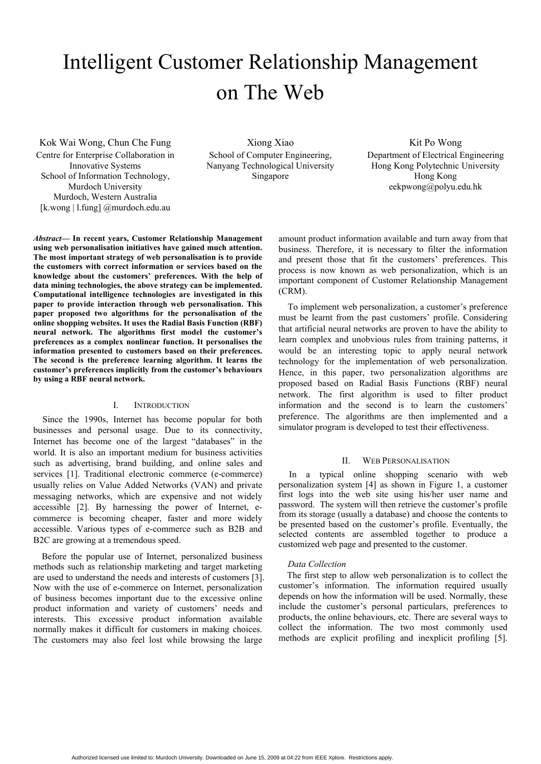# Intelligent Customer Relationship Management on The Web

Kok Wai Wong, Chun Che Fung
Centre for Enterprise Collaboration in Innovative Systems
School of Information Technology, Murdoch University
Murdoch, Western Australia
[k.wong | l.fung] @murdoch.edu.au

Xiong Xiao
School of Computer Engineering, Nanyang Technological University
Singapore

Kit Po Wong
Department of Electrical Engineering
Hong Kong Polytechnic University
Hong Kong
eekpwong@polyu.edu.hk

***Abstract*— In recent years, Customer Relationship Management using web personalisation initiatives have gained much attention. The most important strategy of web personalisation is to provide the customers with correct information or services based on the knowledge about the customers' preferences. With the help of data mining technologies, the above strategy can be implemented. Computational intelligence technologies are investigated in this paper to provide interaction through web personalisation. This paper proposed two algorithms for the personalisation of the online shopping websites. It uses the Radial Basis Function (RBF) neural network. The algorithms first model the customer's preferences as a complex nonlinear function. It personalises the information presented to customers based on their preferences. The second is the preference learning algorithm. It learns the customer's preferences implicitly from the customer's behaviours by using a RBF neural network.**

## I. INTRODUCTION

Since the 1990s, Internet has become popular for both businesses and personal usage. Due to its connectivity, Internet has become one of the largest "databases" in the world. It is also an important medium for business activities such as advertising, brand building, and online sales and services [1]. Traditional electronic commerce (e-commerce) usually relies on Value Added Networks (VAN) and private messaging networks, which are expensive and not widely accessible [2]. By harnessing the power of Internet, e-commerce is becoming cheaper, faster and more widely accessible. Various types of e-commerce such as B2B and B2C are growing at a tremendous speed.

Before the popular use of Internet, personalized business methods such as relationship marketing and target marketing are used to understand the needs and interests of customers [3]. Now with the use of e-commerce on Internet, personalization of business becomes important due to the excessive online product information and variety of customers' needs and interests. This excessive product information available normally makes it difficult for customers in making choices. The customers may also feel lost while browsing the large amount product information available and turn away from that business. Therefore, it is necessary to filter the information and present those that fit the customers' preferences. This process is now known as web personalization, which is an important component of Customer Relationship Management (CRM).

To implement web personalization, a customer's preference must be learnt from the past customers' profile. Considering that artificial neural networks are proven to have the ability to learn complex and unobvious rules from training patterns, it would be an interesting topic to apply neural network technology for the implementation of web personalization. Hence, in this paper, two personalization algorithms are proposed based on Radial Basis Functions (RBF) neural network. The first algorithm is used to filter product information and the second is to learn the customers' preference. The algorithms are then implemented and a simulator program is developed to test their effectiveness.

## II. WEB PERSONALISATION

In a typical online shopping scenario with web personalization system [4] as shown in Figure 1, a customer first logs into the web site using his/her user name and password. The system will then retrieve the customer's profile from its storage (usually a database) and choose the contents to be presented based on the customer's profile. Eventually, the selected contents are assembled together to produce a customized web page and presented to the customer.

### *Data Collection*

The first step to allow web personalization is to collect the customer's information. The information required usually depends on how the information will be used. Normally, these include the customer's personal particulars, preferences to products, the online behaviours, etc. There are several ways to collect the information. The two most commonly used methods are explicit profiling and inexplicit profiling [5].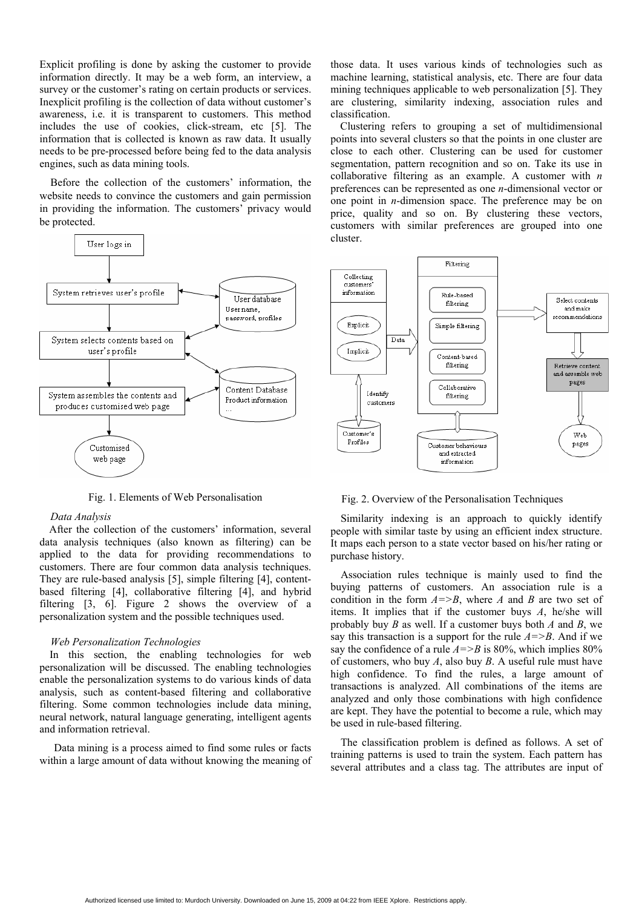Explicit profiling is done by asking the customer to provide information directly. It may be a web form, an interview, a survey or the customer's rating on certain products or services. Inexplicit profiling is the collection of data without customer's awareness, i.e. it is transparent to customers. This method includes the use of cookies, click-stream, etc [5]. The information that is collected is known as raw data. It usually needs to be pre-processed before being fed to the data analysis engines, such as data mining tools.

Before the collection of the customers' information, the website needs to convince the customers and gain permission in providing the information. The customers' privacy would be protected.

User logs in

System retrieves user's profile

User database
Username, password, profiles

System selects contents based on user's profile

Content Database
Product information
...

System assembles the contents and produces customised web page

Customised web page

Fig. 1. Elements of Web Personalisation

*Data Analysis*

After the collection of the customers' information, several data analysis techniques (also known as filtering) can be applied to the data for providing recommendations to customers. There are four common data analysis techniques. They are rule-based analysis [5], simple filtering [4], content-based filtering [4], collaborative filtering [4], and hybrid filtering [3, 6]. Figure 2 shows the overview of a personalization system and the possible techniques used.

*Web Personalization Technologies*

In this section, the enabling technologies for web personalization will be discussed. The enabling technologies enable the personalization systems to do various kinds of data analysis, such as content-based filtering and collaborative filtering. Some common technologies include data mining, neural network, natural language generating, intelligent agents and information retrieval.

Data mining is a process aimed to find some rules or facts within a large amount of data without knowing the meaning of those data. It uses various kinds of technologies such as machine learning, statistical analysis, etc. There are four data mining techniques applicable to web personalization [5]. They are clustering, similarity indexing, association rules and classification.

Clustering refers to grouping a set of multidimensional points into several clusters so that the points in one cluster are close to each other. Clustering can be used for customer segmentation, pattern recognition and so on. Take its use in collaborative filtering as an example. A customer with $n$ preferences can be represented as one $n$-dimensional vector or one point in $n$-dimension space. The preference may be on price, quality and so on. By clustering these vectors, customers with similar preferences are grouped into one cluster.

Collecting customers' information

Explicit

Implicit

Data

Identify customers

Customer's Profiles

Filtering

Rule-based filtering

Simple filtering

Content-based filtering

Collaborative filtering

Customer behaviours and extracted information

Select contents and make recommendations

Retrieve content and assemble web pages

Web pages

Fig. 2. Overview of the Personalisation Techniques

Similarity indexing is an approach to quickly identify people with similar taste by using an efficient index structure. It maps each person to a state vector based on his/her rating or purchase history.

Association rules technique is mainly used to find the buying patterns of customers. An association rule is a condition in the form $A=>B$, where $A$ and $B$ are two set of items. It implies that if the customer buys $A$, he/she will probably buy $B$ as well. If a customer buys both $A$ and $B$, we say this transaction is a support for the rule $A=>B$. And if we say the confidence of a rule $A=>B$ is 80%, which implies 80% of customers, who buy $A$, also buy $B$. A useful rule must have high confidence. To find the rules, a large amount of transactions is analyzed. All combinations of the items are analyzed and only those combinations with high confidence are kept. They have the potential to become a rule, which may be used in rule-based filtering.

The classification problem is defined as follows. A set of training patterns is used to train the system. Each pattern has several attributes and a class tag. The attributes are input of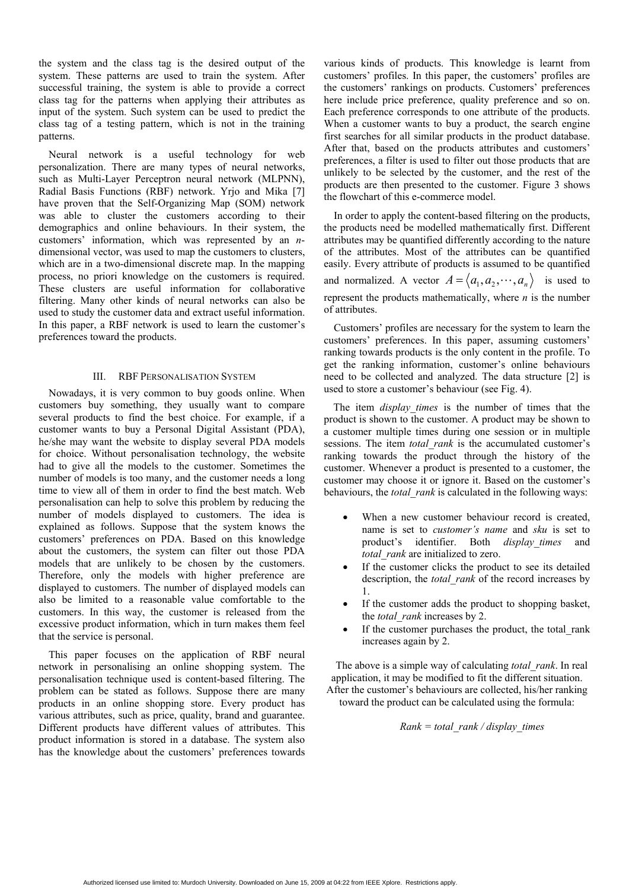the system and the class tag is the desired output of the system. These patterns are used to train the system. After successful training, the system is able to provide a correct class tag for the patterns when applying their attributes as input of the system. Such system can be used to predict the class tag of a testing pattern, which is not in the training patterns.

Neural network is a useful technology for web personalization. There are many types of neural networks, such as Multi-Layer Perceptron neural network (MLPNN), Radial Basis Functions (RBF) network. Yrjo and Mika [7] have proven that the Self-Organizing Map (SOM) network was able to cluster the customers according to their demographics and online behaviours. In their system, the customers' information, which was represented by an $n$-dimensional vector, was used to map the customers to clusters, which are in a two-dimensional discrete map. In the mapping process, no priori knowledge on the customers is required. These clusters are useful information for collaborative filtering. Many other kinds of neural networks can also be used to study the customer data and extract useful information. In this paper, a RBF network is used to learn the customer's preferences toward the products.

## III. RBF PERSONALISATION SYSTEM

Nowadays, it is very common to buy goods online. When customers buy something, they usually want to compare several products to find the best choice. For example, if a customer wants to buy a Personal Digital Assistant (PDA), he/she may want the website to display several PDA models for choice. Without personalisation technology, the website had to give all the models to the customer. Sometimes the number of models is too many, and the customer needs a long time to view all of them in order to find the best match. Web personalisation can help to solve this problem by reducing the number of models displayed to customers. The idea is explained as follows. Suppose that the system knows the customers' preferences on PDA. Based on this knowledge about the customers, the system can filter out those PDA models that are unlikely to be chosen by the customers. Therefore, only the models with higher preference are displayed to customers. The number of displayed models can also be limited to a reasonable value comfortable to the customers. In this way, the customer is released from the excessive product information, which in turn makes them feel that the service is personal.

This paper focuses on the application of RBF neural network in personalising an online shopping system. The personalisation technique used is content-based filtering. The problem can be stated as follows. Suppose there are many products in an online shopping store. Every product has various attributes, such as price, quality, brand and guarantee. Different products have different values of attributes. This product information is stored in a database. The system also has the knowledge about the customers' preferences towards various kinds of products. This knowledge is learnt from customers' profiles. In this paper, the customers' profiles are the customers' rankings on products. Customers' preferences here include price preference, quality preference and so on. Each preference corresponds to one attribute of the products. When a customer wants to buy a product, the search engine first searches for all similar products in the product database. After that, based on the products attributes and customers' preferences, a filter is used to filter out those products that are unlikely to be selected by the customer, and the rest of the products are then presented to the customer. Figure 3 shows the flowchart of this e-commerce model.

In order to apply the content-based filtering on the products, the products need be modelled mathematically first. Different attributes may be quantified differently according to the nature of the attributes. Most of the attributes can be quantified easily. Every attribute of products is assumed to be quantified and normalized. A vector $A = \langle a_1, a_2, \cdots, a_n \rangle$ is used to represent the products mathematically, where $n$ is the number of attributes.

Customers' profiles are necessary for the system to learn the customers' preferences. In this paper, assuming customers' ranking towards products is the only content in the profile. To get the ranking information, customer's online behaviours need to be collected and analyzed. The data structure [2] is used to store a customer's behaviour (see Fig. 4).

The item *display_times* is the number of times that the product is shown to the customer. A product may be shown to a customer multiple times during one session or in multiple sessions. The item *total_rank* is the accumulated customer's ranking towards the product through the history of the customer. Whenever a product is presented to a customer, the customer may choose it or ignore it. Based on the customer's behaviours, the *total_rank* is calculated in the following ways:

- When a new customer behaviour record is created, name is set to *customer's name* and *sku* is set to product's identifier. Both *display_times* and *total_rank* are initialized to zero.
- If the customer clicks the product to see its detailed description, the *total_rank* of the record increases by 1.
- If the customer adds the product to shopping basket, the *total_rank* increases by 2.
- If the customer purchases the product, the total_rank increases again by 2.

The above is a simple way of calculating *total_rank*. In real application, it may be modified to fit the different situation. After the customer's behaviours are collected, his/her ranking toward the product can be calculated using the formula:

$$Rank = total\_rank \, / \, display\_times$$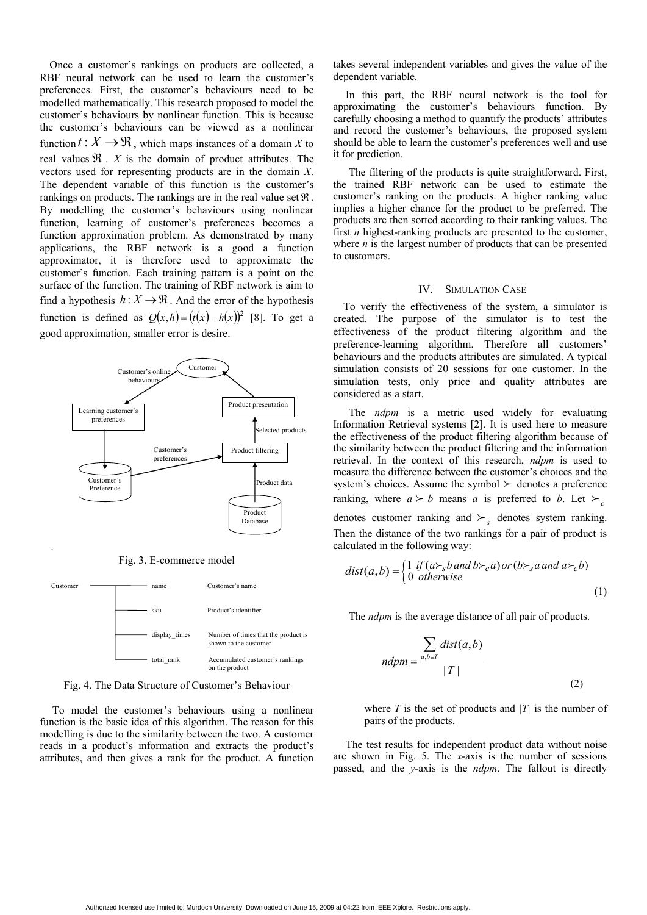Once a customer's rankings on products are collected, a RBF neural network can be used to learn the customer's preferences. First, the customer's behaviours need to be modelled mathematically. This research proposed to model the customer's behaviours by nonlinear function. This is because the customer's behaviours can be viewed as a nonlinear function $t: X \rightarrow \Re$, which maps instances of a domain *X* to real values $\Re$. *X* is the domain of product attributes. The vectors used for representing products are in the domain *X*. The dependent variable of this function is the customer's rankings on products. The rankings are in the real value set $\Re$. By modelling the customer's behaviours using nonlinear function, learning of customer's preferences becomes a function approximation problem. As demonstrated by many applications, the RBF network is a good a function approximator, it is therefore used to approximate the customer's function. Each training pattern is a point on the surface of the function. The training of RBF network is aim to find a hypothesis $h: X \rightarrow \Re$. And the error of the hypothesis function is defined as $Q(x,h) = (t(x) - h(x))^2$ [8]. To get a good approximation, smaller error is desire.

Customer
Customer's online behaviours
Learning customer's preferences
Customer's Preference
Customer's preferences
Product presentation
Selected products
Product filtering
Product data
Product Database

Fig. 3. E-commerce model

Customer
name — Customer's name
sku — Product's identifier
display_times — Number of times that the product is shown to the customer
total_rank — Accumulated customer's rankings on the product

Fig. 4. The Data Structure of Customer's Behaviour

To model the customer's behaviours using a nonlinear function is the basic idea of this algorithm. The reason for this modelling is due to the similarity between the two. A customer reads in a product's information and extracts the product's attributes, and then gives a rank for the product. A function takes several independent variables and gives the value of the dependent variable.

In this part, the RBF neural network is the tool for approximating the customer's behaviours function. By carefully choosing a method to quantify the products' attributes and record the customer's behaviours, the proposed system should be able to learn the customer's preferences well and use it for prediction.

The filtering of the products is quite straightforward. First, the trained RBF network can be used to estimate the customer's ranking on the products. A higher ranking value implies a higher chance for the product to be preferred. The products are then sorted according to their ranking values. The first *n* highest-ranking products are presented to the customer, where *n* is the largest number of products that can be presented to customers.

## IV. Simulation Case

To verify the effectiveness of the system, a simulator is created. The purpose of the simulator is to test the effectiveness of the product filtering algorithm and the preference-learning algorithm. Therefore all customers' behaviours and the products attributes are simulated. A typical simulation consists of 20 sessions for one customer. In the simulation tests, only price and quality attributes are considered as a start.

The *ndpm* is a metric used widely for evaluating Information Retrieval systems [2]. It is used here to measure the effectiveness of the product filtering algorithm because of the similarity between the product filtering and the information retrieval. In the context of this research, *ndpm* is used to measure the difference between the customer's choices and the system's choices. Assume the symbol $\succ$ denotes a preference ranking, where $a \succ b$ means *a* is preferred to *b*. Let $\succ_c$ denotes customer ranking and $\succ_s$ denotes system ranking. Then the distance of the two rankings for a pair of product is calculated in the following way:

$$dist(a,b) = \begin{cases} 1 & if\ (a \succ_s b\ and\ b \succ_c a)\ or\ (b \succ_s a\ and\ a \succ_c b) \\ 0 & otherwise \end{cases} \tag{1}$$

The *ndpm* is the average distance of all pair of products.

$$ndpm = \frac{\sum_{a,b \in T} dist(a,b)}{|T|} \tag{2}$$

where *T* is the set of products and |*T*| is the number of pairs of the products.

The test results for independent product data without noise are shown in Fig. 5. The *x*-axis is the number of sessions passed, and the *y*-axis is the *ndpm*. The fallout is directly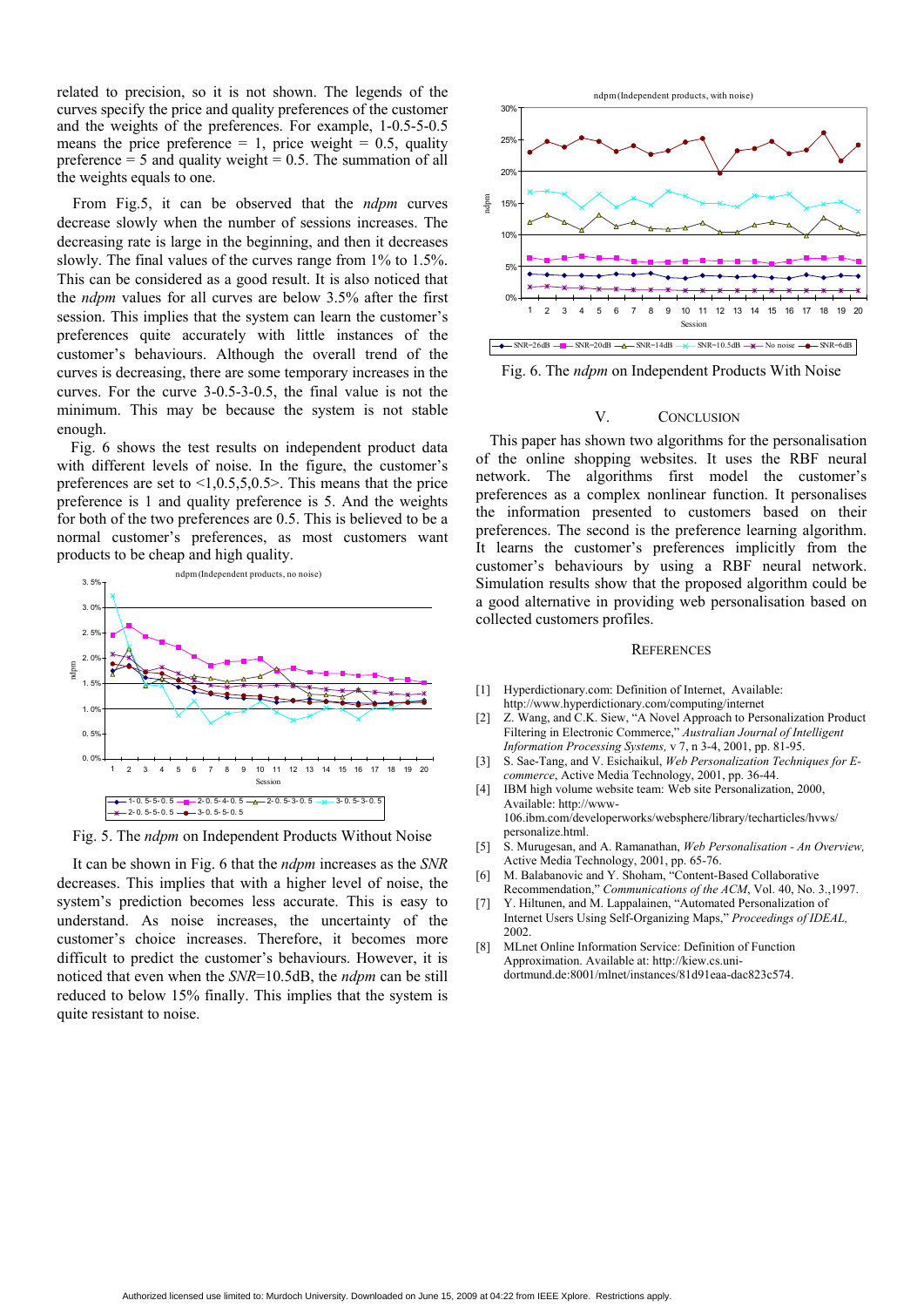related to precision, so it is not shown. The legends of the curves specify the price and quality preferences of the customer and the weights of the preferences. For example, 1-0.5-5-0.5 means the price preference = 1, price weight = 0.5, quality preference = 5 and quality weight = 0.5. The summation of all the weights equals to one.

From Fig.5, it can be observed that the *ndpm* curves decrease slowly when the number of sessions increases. The decreasing rate is large in the beginning, and then it decreases slowly. The final values of the curves range from 1% to 1.5%. This can be considered as a good result. It is also noticed that the *ndpm* values for all curves are below 3.5% after the first session. This implies that the system can learn the customer's preferences quite accurately with little instances of the customer's behaviours. Although the overall trend of the curves is decreasing, there are some temporary increases in the curves. For the curve 3-0.5-3-0.5, the final value is not the minimum. This may be because the system is not stable enough.

Fig. 6 shows the test results on independent product data with different levels of noise. In the figure, the customer's preferences are set to <1,0.5,5,0.5>. This means that the price preference is 1 and quality preference is 5. And the weights for both of the two preferences are 0.5. This is believed to be a normal customer's preferences, as most customers want products to be cheap and high quality.

ndpm (Independent products, no noise)

ndpm

3.5%
3.0%
2.5%
2.0%
1.5%
1.0%
0.5%
0.0%

1 2 3 4 5 6 7 8 9 10 11 12 13 14 15 16 17 18 19 20

Session

1-0.5-5-0.5
2-0.5-4-0.5
2-0.5-3-0.5
3-0.5-3-0.5
2-0.5-5-0.5
3-0.5-5-0.5

Fig. 5. The *ndpm* on Independent Products Without Noise

It can be shown in Fig. 6 that the *ndpm* increases as the *SNR* decreases. This implies that with a higher level of noise, the system's prediction becomes less accurate. This is easy to understand. As noise increases, the uncertainty of the customer's choice increases. Therefore, it becomes more difficult to predict the customer's behaviours. However, it is noticed that even when the *SNR*=10.5dB, the *ndpm* can be still reduced to below 15% finally. This implies that the system is quite resistant to noise.

ndpm (Independent products, with noise)

ndpm

30%
25%
20%
15%
10%
5%
0%

1 2 3 4 5 6 7 8 9 10 11 12 13 14 15 16 17 18 19 20

Session

SNR=26dB
SNR=20dB
SNR=14dB
SNR=10.5dB
No noise
SNR=6dB

Fig. 6. The *ndpm* on Independent Products With Noise

## V. CONCLUSION

This paper has shown two algorithms for the personalisation of the online shopping websites. It uses the RBF neural network. The algorithms first model the customer's preferences as a complex nonlinear function. It personalises the information presented to customers based on their preferences. The second is the preference learning algorithm. It learns the customer's preferences implicitly from the customer's behaviours by using a RBF neural network. Simulation results show that the proposed algorithm could be a good alternative in providing web personalisation based on collected customers profiles.

## REFERENCES

[1] Hyperdictionary.com: Definition of Internet, Available: http://www.hyperdictionary.com/computing/internet

[2] Z. Wang, and C.K. Siew, "A Novel Approach to Personalization Product Filtering in Electronic Commerce," *Australian Journal of Intelligent Information Processing Systems,* v 7, n 3-4, 2001, pp. 81-95.

[3] S. Sae-Tang, and V. Esichaikul, *Web Personalization Techniques for E-commerce*, Active Media Technology, 2001, pp. 36-44.

[4] IBM high volume website team: Web site Personalization, 2000, Available: http://www-106.ibm.com/developerworks/websphere/library/techarticles/hvws/personalize.html.

[5] S. Murugesan, and A. Ramanathan, *Web Personalisation - An Overview,* Active Media Technology, 2001, pp. 65-76.

[6] M. Balabanovic and Y. Shoham, "Content-Based Collaborative Recommendation," *Communications of the ACM*, Vol. 40, No. 3.,1997.

[7] Y. Hiltunen, and M. Lappalainen, "Automated Personalization of Internet Users Using Self-Organizing Maps," *Proceedings of IDEAL,* 2002.

[8] MLnet Online Information Service: Definition of Function Approximation. Available at: http://kiew.cs.uni-dortmund.de:8001/mlnet/instances/81d91eaa-dac823c574.